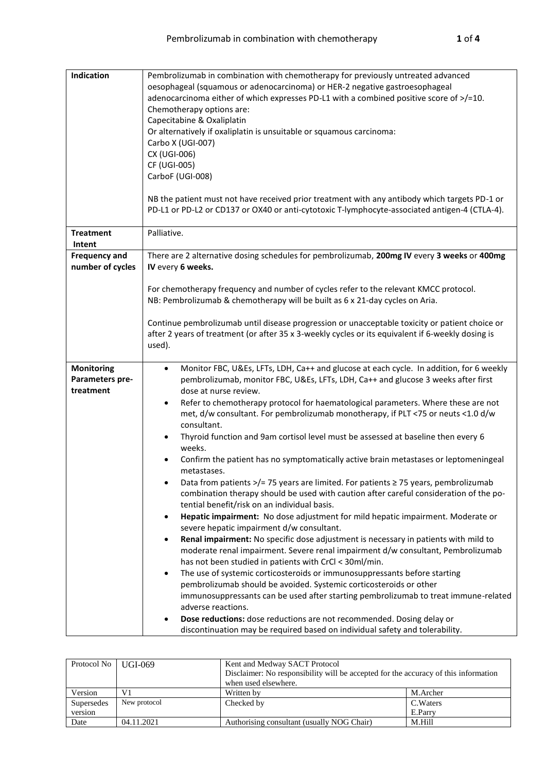| | |
|---|---|
| **Indication** | Pembrolizumab in combination with chemotherapy for previously untreated advanced oesophageal (squamous or adenocarcinoma) or HER-2 negative gastroesophageal adenocarcinoma either of which expresses PD-L1 with a combined positive score of >/=10.<br>Chemotherapy options are:<br>Capecitabine & Oxaliplatin<br>Or alternatively if oxaliplatin is unsuitable or squamous carcinoma:<br>Carbo X (UGI-007)<br>CX (UGI-006)<br>CF (UGI-005)<br>CarboF (UGI-008)<br><br>NB the patient must not have received prior treatment with any antibody which targets PD-1 or PD-L1 or PD-L2 or CD137 or OX40 or anti-cytotoxic T-lymphocyte-associated antigen-4 (CTLA-4). |
| **Treatment Intent** | Palliative. |
| **Frequency and number of cycles** | There are 2 alternative dosing schedules for pembrolizumab, **200mg IV** every **3 weeks** or **400mg IV** every **6 weeks.**<br><br>For chemotherapy frequency and number of cycles refer to the relevant KMCC protocol.<br>NB: Pembrolizumab & chemotherapy will be built as 6 x 21-day cycles on Aria.<br><br>Continue pembrolizumab until disease progression or unacceptable toxicity or patient choice or after 2 years of treatment (or after 35 x 3-weekly cycles or its equivalent if 6-weekly dosing is used). |
| **Monitoring Parameters pre-treatment** | • Monitor FBC, U&Es, LFTs, LDH, Ca++ and glucose at each cycle. In addition, for 6 weekly pembrolizumab, monitor FBC, U&Es, LFTs, LDH, Ca++ and glucose 3 weeks after first dose at nurse review.<br>• Refer to chemotherapy protocol for haematological parameters. Where these are not met, d/w consultant. For pembrolizumab monotherapy, if PLT <75 or neuts <1.0 d/w consultant.<br>• Thyroid function and 9am cortisol level must be assessed at baseline then every 6 weeks.<br>• Confirm the patient has no symptomatically active brain metastases or leptomeningeal metastases.<br>• Data from patients >/= 75 years are limited. For patients ≥ 75 years, pembrolizumab combination therapy should be used with caution after careful consideration of the potential benefit/risk on an individual basis.<br>• **Hepatic impairment:** No dose adjustment for mild hepatic impairment. Moderate or severe hepatic impairment d/w consultant.<br>• **Renal impairment:** No specific dose adjustment is necessary in patients with mild to moderate renal impairment. Severe renal impairment d/w consultant, Pembrolizumab has not been studied in patients with CrCl < 30ml/min.<br>• The use of systemic corticosteroids or immunosuppressants before starting pembrolizumab should be avoided. Systemic corticosteroids or other immunosuppressants can be used after starting pembrolizumab to treat immune-related adverse reactions.<br>• **Dose reductions:** dose reductions are not recommended. Dosing delay or discontinuation may be required based on individual safety and tolerability. |

| Protocol No | UGI-069 | Kent and Medway SACT Protocol<br>Disclaimer: No responsibility will be accepted for the accuracy of this information when used elsewhere. | |
|---|---|---|---|
| Version | V1 | Written by | M.Archer |
| Supersedes version | New protocol | Checked by | C.Waters<br>E.Parry |
| Date | 04.11.2021 | Authorising consultant (usually NOG Chair) | M.Hill |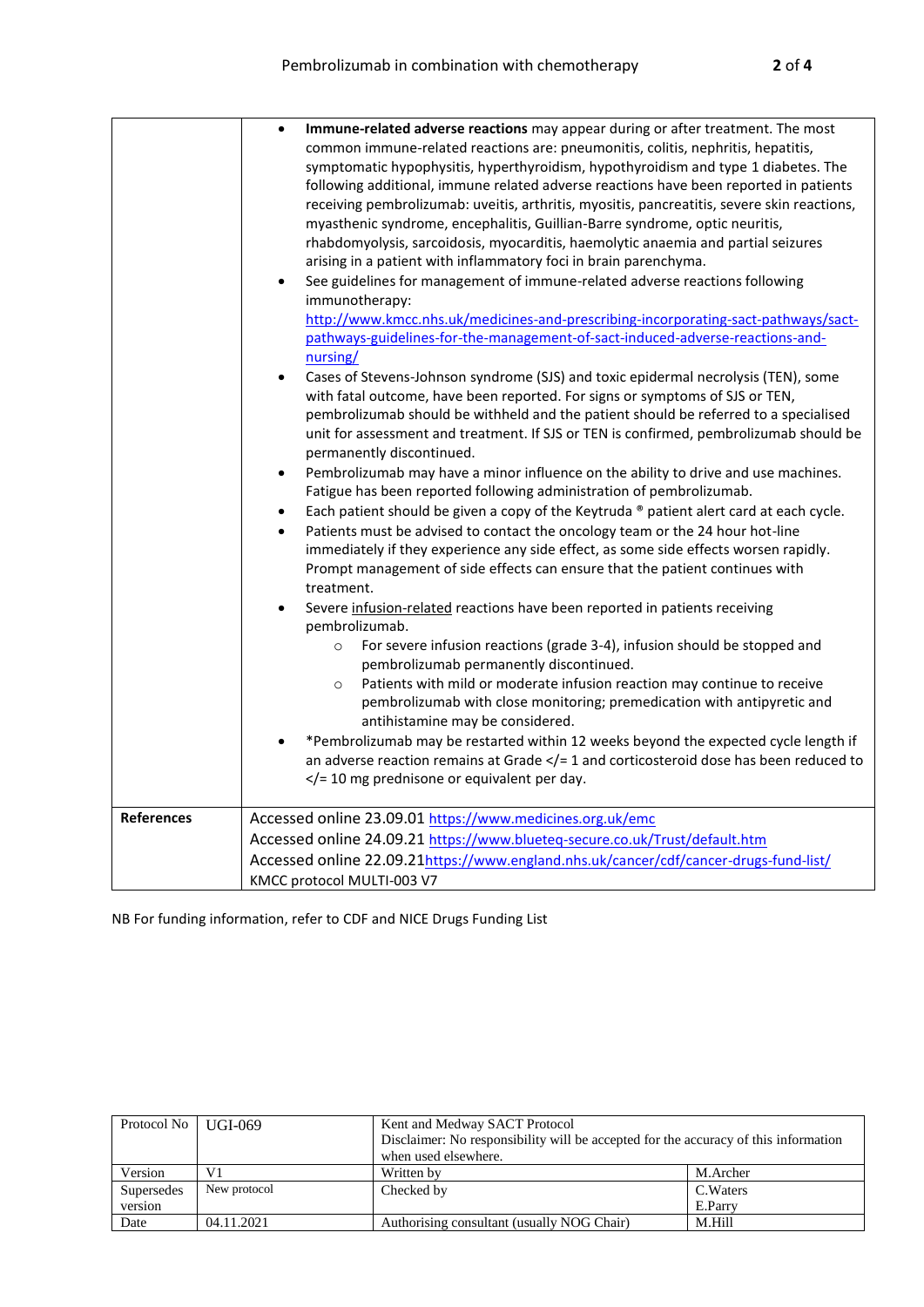| | |
|---|---|
| | • **Immune-related adverse reactions** may appear during or after treatment. The most common immune-related reactions are: pneumonitis, colitis, nephritis, hepatitis, symptomatic hypophysitis, hyperthyroidism, hypothyroidism and type 1 diabetes. The following additional, immune related adverse reactions have been reported in patients receiving pembrolizumab: uveitis, arthritis, myositis, pancreatitis, severe skin reactions, myasthenic syndrome, encephalitis, Guillian-Barre syndrome, optic neuritis, rhabdomyolysis, sarcoidosis, myocarditis, haemolytic anaemia and partial seizures arising in a patient with inflammatory foci in brain parenchyma.<br>• See guidelines for management of immune-related adverse reactions following immunotherapy: http://www.kmcc.nhs.uk/medicines-and-prescribing-incorporating-sact-pathways/sact-pathways-guidelines-for-the-management-of-sact-induced-adverse-reactions-and-nursing/<br>• Cases of Stevens-Johnson syndrome (SJS) and toxic epidermal necrolysis (TEN), some with fatal outcome, have been reported. For signs or symptoms of SJS or TEN, pembrolizumab should be withheld and the patient should be referred to a specialised unit for assessment and treatment. If SJS or TEN is confirmed, pembrolizumab should be permanently discontinued.<br>• Pembrolizumab may have a minor influence on the ability to drive and use machines. Fatigue has been reported following administration of pembrolizumab.<br>• Each patient should be given a copy of the Keytruda ® patient alert card at each cycle.<br>• Patients must be advised to contact the oncology team or the 24 hour hot-line immediately if they experience any side effect, as some side effects worsen rapidly. Prompt management of side effects can ensure that the patient continues with treatment.<br>• Severe infusion-related reactions have been reported in patients receiving pembrolizumab.<br>  ○ For severe infusion reactions (grade 3-4), infusion should be stopped and pembrolizumab permanently discontinued.<br>  ○ Patients with mild or moderate infusion reaction may continue to receive pembrolizumab with close monitoring; premedication with antipyretic and antihistamine may be considered.<br>• *Pembrolizumab may be restarted within 12 weeks beyond the expected cycle length if an adverse reaction remains at Grade </= 1 and corticosteroid dose has been reduced to </= 10 mg prednisone or equivalent per day. |
| **References** | Accessed online 23.09.01 https://www.medicines.org.uk/emc<br>Accessed online 24.09.21 https://www.blueteq-secure.co.uk/Trust/default.htm<br>Accessed online 22.09.21https://www.england.nhs.uk/cancer/cdf/cancer-drugs-fund-list/<br>KMCC protocol MULTI-003 V7 |

NB For funding information, refer to CDF and NICE Drugs Funding List

| Protocol No | UGI-069 | Kent and Medway SACT Protocol<br>Disclaimer: No responsibility will be accepted for the accuracy of this information when used elsewhere. | |
|---|---|---|---|
| Version | V1 | Written by | M.Archer |
| Supersedes version | New protocol | Checked by | C.Waters<br>E.Parry |
| Date | 04.11.2021 | Authorising consultant (usually NOG Chair) | M.Hill |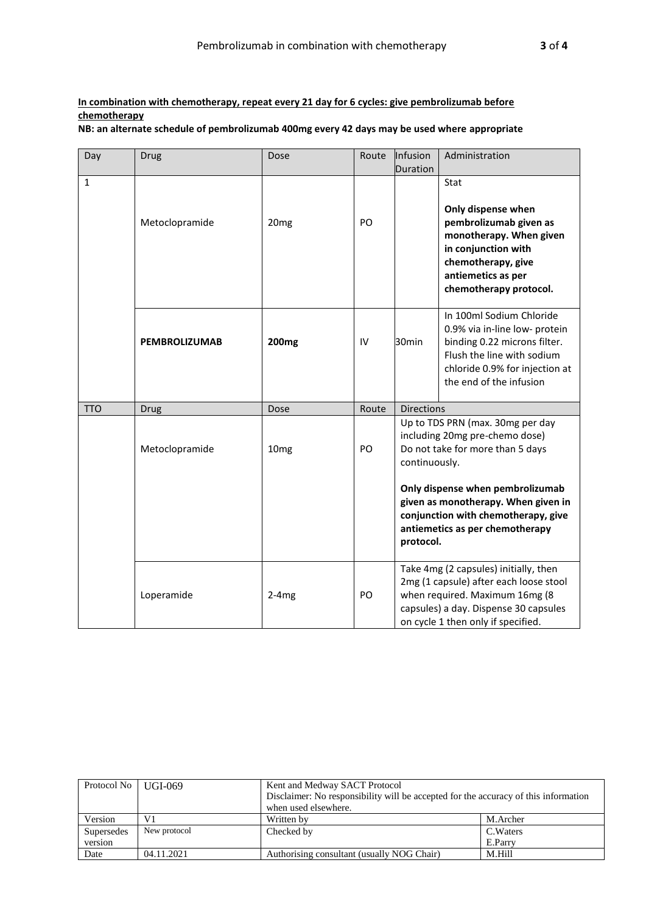**<u>In combination with chemotherapy, repeat every 21 day for 6 cycles: give pembrolizumab before chemotherapy</u>**

**NB: an alternate schedule of pembrolizumab 400mg every 42 days may be used where appropriate**

| Day | Drug | Dose | Route | Infusion Duration | Administration |
|---|---|---|---|---|---|
| 1 | Metoclopramide | 20mg | PO | | Stat<br><br>**Only dispense when pembrolizumab given as monotherapy. When given in conjunction with chemotherapy, give antiemetics as per chemotherapy protocol.** |
| | **PEMBROLIZUMAB** | **200mg** | IV | 30min | In 100ml Sodium Chloride 0.9% via in-line low- protein binding 0.22 microns filter. Flush the line with sodium chloride 0.9% for injection at the end of the infusion |
| TTO | Drug | Dose | Route | Directions | |
| | Metoclopramide | 10mg | PO | Up to TDS PRN (max. 30mg per day including 20mg pre-chemo dose) Do not take for more than 5 days continuously.<br><br>**Only dispense when pembrolizumab given as monotherapy. When given in conjunction with chemotherapy, give antiemetics as per chemotherapy protocol.** | |
| | Loperamide | 2-4mg | PO | Take 4mg (2 capsules) initially, then 2mg (1 capsule) after each loose stool when required. Maximum 16mg (8 capsules) a day. Dispense 30 capsules on cycle 1 then only if specified. | |

| Protocol No | UGI-069 | Kent and Medway SACT Protocol<br>Disclaimer: No responsibility will be accepted for the accuracy of this information when used elsewhere. | |
|---|---|---|---|
| Version | V1 | Written by | M.Archer |
| Supersedes version | New protocol | Checked by | C.Waters<br>E.Parry |
| Date | 04.11.2021 | Authorising consultant (usually NOG Chair) | M.Hill |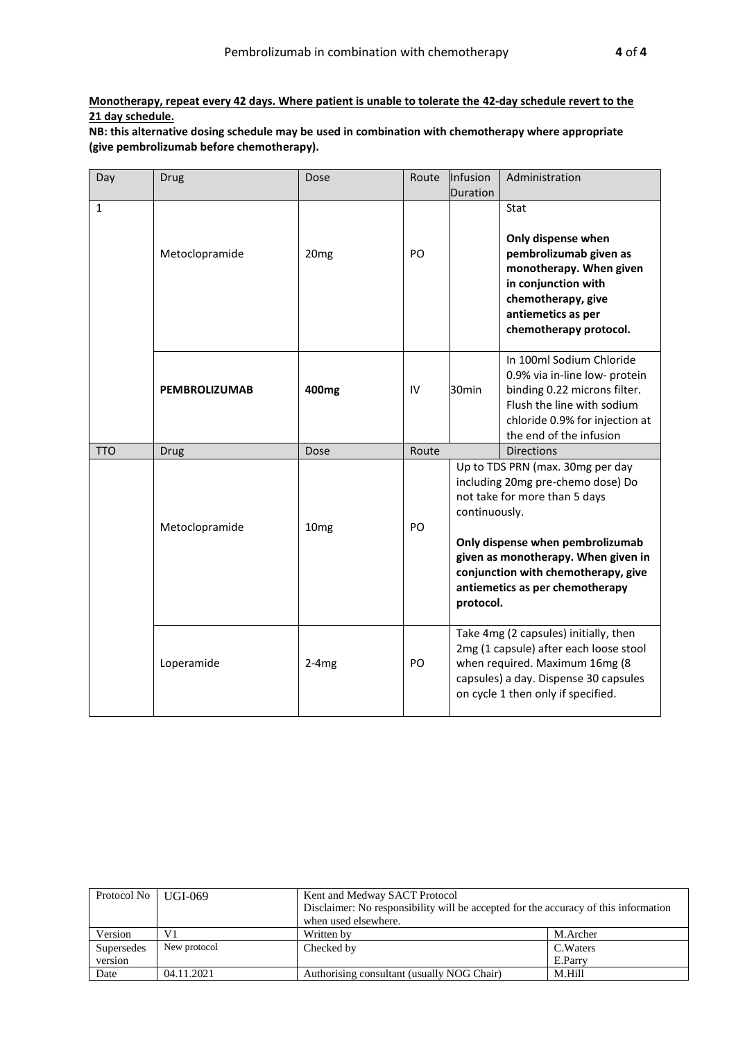**Monotherapy, repeat every 42 days. Where patient is unable to tolerate the 42-day schedule revert to the 21 day schedule.**

**NB: this alternative dosing schedule may be used in combination with chemotherapy where appropriate (give pembrolizumab before chemotherapy).**

| Day | Drug | Dose | Route | Infusion Duration | Administration |
|---|---|---|---|---|---|
| 1 | Metoclopramide | 20mg | PO | | Stat<br><br>**Only dispense when pembrolizumab given as monotherapy. When given in conjunction with chemotherapy, give antiemetics as per chemotherapy protocol.** |
| | **PEMBROLIZUMAB** | **400mg** | IV | 30min | In 100ml Sodium Chloride 0.9% via in-line low- protein binding 0.22 microns filter. Flush the line with sodium chloride 0.9% for injection at the end of the infusion |
| TTO | Drug | Dose | Route | Directions | |
| | Metoclopramide | 10mg | PO | Up to TDS PRN (max. 30mg per day including 20mg pre-chemo dose) Do not take for more than 5 days continuously.<br><br>**Only dispense when pembrolizumab given as monotherapy. When given in conjunction with chemotherapy, give antiemetics as per chemotherapy protocol.** | |
| | Loperamide | 2-4mg | PO | Take 4mg (2 capsules) initially, then 2mg (1 capsule) after each loose stool when required. Maximum 16mg (8 capsules) a day. Dispense 30 capsules on cycle 1 then only if specified. | |

| Protocol No | UGI-069 | Kent and Medway SACT Protocol<br>Disclaimer: No responsibility will be accepted for the accuracy of this information when used elsewhere. | |
|---|---|---|---|
| Version | V1 | Written by | M.Archer |
| Supersedes version | New protocol | Checked by | C.Waters<br>E.Parry |
| Date | 04.11.2021 | Authorising consultant (usually NOG Chair) | M.Hill |